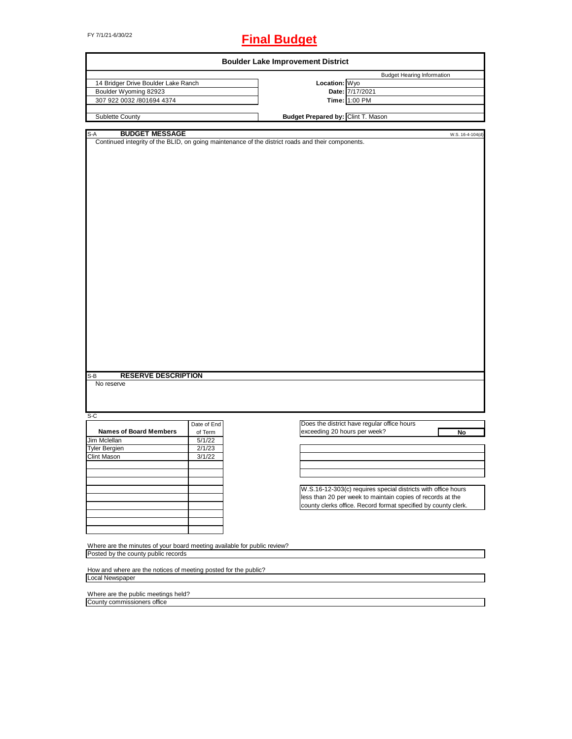FY 7/1/21-6/30/22

# Final Budget

## Boulder Lake Improvement District

| | | Budget Hearing Information |
|---|---|---|
| 14 Bridger Drive Boulder Lake Ranch | **Location:** | Wyo |
| Boulder Wyoming 82923 | **Date:** | 7/17/2021 |
| 307 922 0032 /801694 4374 | **Time:** | 1:00 PM |
| Sublette County | **Budget Prepared by:** | Clint T. Mason |

S-A **BUDGET MESSAGE** W.S. 16-4-104(d)

Continued integrity of the BLID, on going maintenance of the district roads and their components.

S-B **RESERVE DESCRIPTION**

No reserve

S-C

| Names of Board Members | Date of End of Term |
|---|---|
| Jim Mclellan | 5/1/22 |
| Tyler Bergien | 2/1/23 |
| Clint Mason | 3/1/22 |

Does the district have regular office hours exceeding 20 hours per week? **No**

W.S.16-12-303(c) requires special districts with office hours less than 20 per week to maintain copies of records at the county clerks office. Record format specified by county clerk.

Where are the minutes of your board meeting available for public review?
Posted by the county public records

How and where are the notices of meeting posted for the public?
Local Newspaper

Where are the public meetings held?
County commissioners office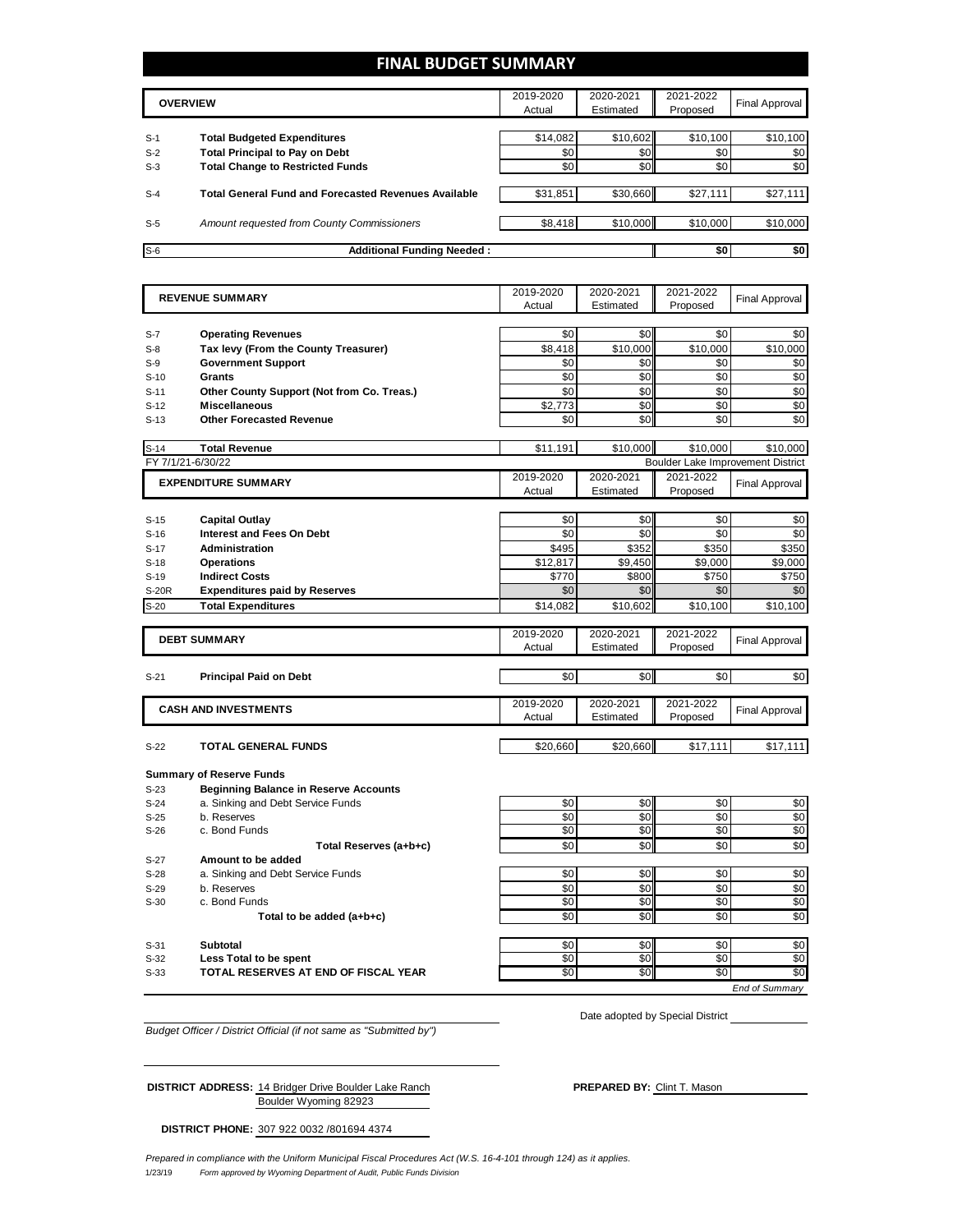# FINAL BUDGET SUMMARY

| | OVERVIEW | 2019-2020 Actual | 2020-2021 Estimated | 2021-2022 Proposed | Final Approval |
|---|---|---|---|---|---|
| S-1 | **Total Budgeted Expenditures** | $14,082 | $10,602 | $10,100 | $10,100 |
| S-2 | **Total Principal to Pay on Debt** | $0 | $0 | $0 | $0 |
| S-3 | **Total Change to Restricted Funds** | $0 | $0 | $0 | $0 |
| S-4 | **Total General Fund and Forecasted Revenues Available** | $31,851 | $30,660 | $27,111 | $27,111 |
| S-5 | *Amount requested from County Commissioners* | $8,418 | $10,000 | $10,000 | $10,000 |
| S-6 | **Additional Funding Needed :** | | | $0 | $0 |

| | REVENUE SUMMARY | 2019-2020 Actual | 2020-2021 Estimated | 2021-2022 Proposed | Final Approval |
|---|---|---|---|---|---|
| S-7 | **Operating Revenues** | $0 | $0 | $0 | $0 |
| S-8 | **Tax levy (From the County Treasurer)** | $8,418 | $10,000 | $10,000 | $10,000 |
| S-9 | **Government Support** | $0 | $0 | $0 | $0 |
| S-10 | **Grants** | $0 | $0 | $0 | $0 |
| S-11 | **Other County Support (Not from Co. Treas.)** | $0 | $0 | $0 | $0 |
| S-12 | **Miscellaneous** | $2,773 | $0 | $0 | $0 |
| S-13 | **Other Forecasted Revenue** | $0 | $0 | $0 | $0 |
| S-14 | **Total Revenue** | $11,191 | $10,000 | $10,000 | $10,000 |

FY 7/1/21-6/30/22 — Boulder Lake Improvement District

| | EXPENDITURE SUMMARY | 2019-2020 Actual | 2020-2021 Estimated | 2021-2022 Proposed | Final Approval |
|---|---|---|---|---|---|
| S-15 | **Capital Outlay** | $0 | $0 | $0 | $0 |
| S-16 | **Interest and Fees On Debt** | $0 | $0 | $0 | $0 |
| S-17 | **Administration** | $495 | $352 | $350 | $350 |
| S-18 | **Operations** | $12,817 | $9,450 | $9,000 | $9,000 |
| S-19 | **Indirect Costs** | $770 | $800 | $750 | $750 |
| S-20R | **Expenditures paid by Reserves** | $0 | $0 | $0 | $0 |
| S-20 | **Total Expenditures** | $14,082 | $10,602 | $10,100 | $10,100 |

| | DEBT SUMMARY | 2019-2020 Actual | 2020-2021 Estimated | 2021-2022 Proposed | Final Approval |
|---|---|---|---|---|---|
| S-21 | **Principal Paid on Debt** | $0 | $0 | $0 | $0 |

| | CASH AND INVESTMENTS | 2019-2020 Actual | 2020-2021 Estimated | 2021-2022 Proposed | Final Approval |
|---|---|---|---|---|---|
| S-22 | **TOTAL GENERAL FUNDS** | $20,660 | $20,660 | $17,111 | $17,111 |
| | **Summary of Reserve Funds** | | | | |
| S-23 | **Beginning Balance in Reserve Accounts** | | | | |
| S-24 | a. Sinking and Debt Service Funds | $0 | $0 | $0 | $0 |
| S-25 | b. Reserves | $0 | $0 | $0 | $0 |
| S-26 | c. Bond Funds | $0 | $0 | $0 | $0 |
| | **Total Reserves (a+b+c)** | $0 | $0 | $0 | $0 |
| S-27 | **Amount to be added** | | | | |
| S-28 | a. Sinking and Debt Service Funds | $0 | $0 | $0 | $0 |
| S-29 | b. Reserves | $0 | $0 | $0 | $0 |
| S-30 | c. Bond Funds | $0 | $0 | $0 | $0 |
| | **Total to be added (a+b+c)** | $0 | $0 | $0 | $0 |
| S-31 | **Subtotal** | $0 | $0 | $0 | $0 |
| S-32 | **Less Total to be spent** | $0 | $0 | $0 | $0 |
| S-33 | **TOTAL RESERVES AT END OF FISCAL YEAR** | $0 | $0 | $0 | $0 |

*End of Summary*

*Budget Officer / District Official (if not same as "Submitted by")*

Date adopted by Special District

**DISTRICT ADDRESS:** 14 Bridger Drive Boulder Lake Ranch
Boulder Wyoming 82923

**PREPARED BY:** Clint T. Mason

**DISTRICT PHONE:** 307 922 0032 /801694 4374

*Prepared in compliance with the Uniform Municipal Fiscal Procedures Act (W.S. 16-4-101 through 124) as it applies.*

1/23/19 *Form approved by Wyoming Department of Audit, Public Funds Division*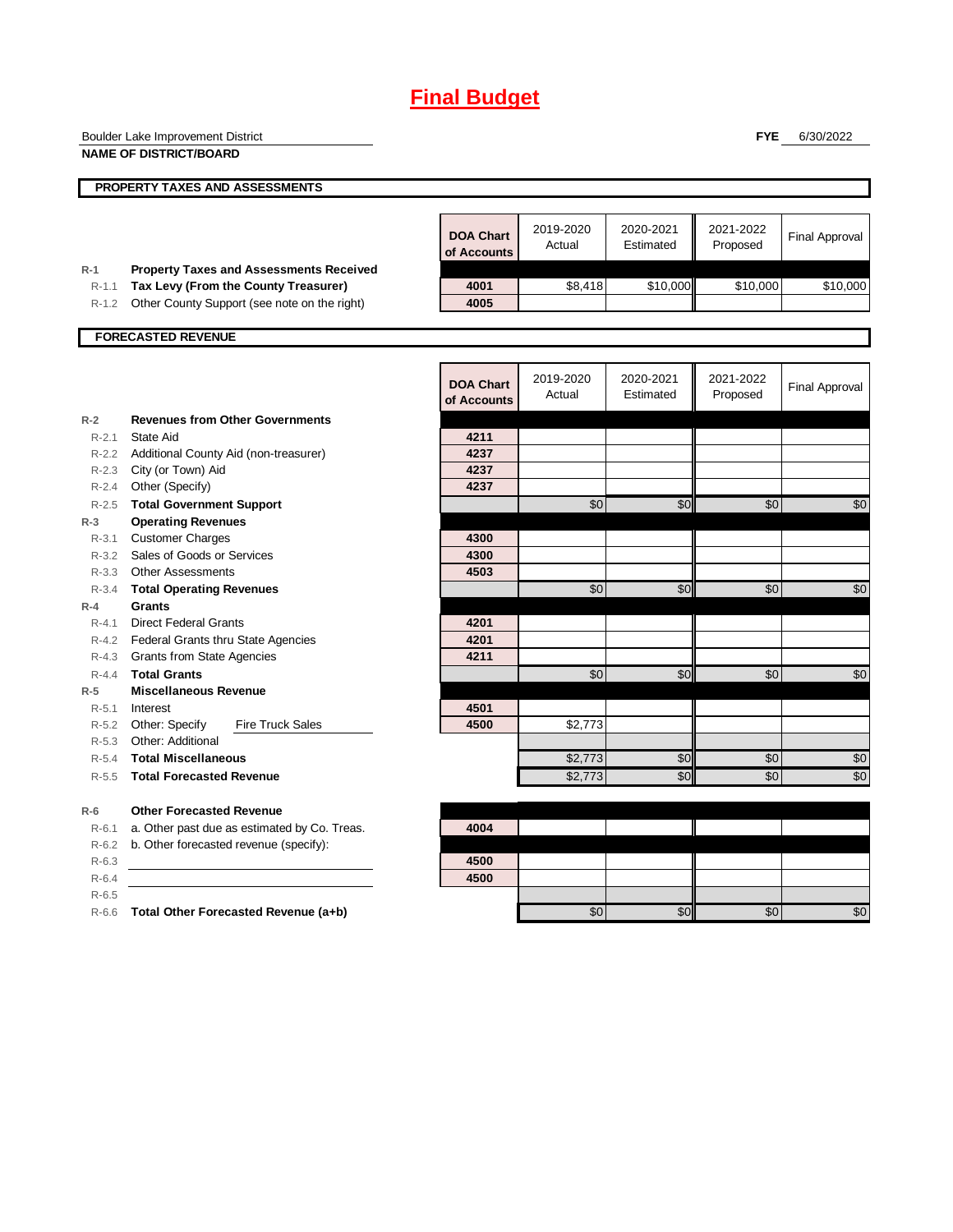# Final Budget

Boulder Lake Improvement District
**NAME OF DISTRICT/BOARD**

**FYE** 6/30/2022

## PROPERTY TAXES AND ASSESSMENTS

| | | DOA Chart of Accounts | 2019-2020 Actual | 2020-2021 Estimated | 2021-2022 Proposed | Final Approval |
|---|---|---|---|---|---|---|
| R-1 | **Property Taxes and Assessments Received** | | | | | |
| R-1.1 | **Tax Levy (From the County Treasurer)** | 4001 | $8,418 | $10,000 | $10,000 | $10,000 |
| R-1.2 | Other County Support (see note on the right) | 4005 | | | | |

## FORECASTED REVENUE

| | | DOA Chart of Accounts | 2019-2020 Actual | 2020-2021 Estimated | 2021-2022 Proposed | Final Approval |
|---|---|---|---|---|---|---|
| R-2 | **Revenues from Other Governments** | | | | | |
| R-2.1 | State Aid | 4211 | | | | |
| R-2.2 | Additional County Aid (non-treasurer) | 4237 | | | | |
| R-2.3 | City (or Town) Aid | 4237 | | | | |
| R-2.4 | Other (Specify) | 4237 | | | | |
| R-2.5 | **Total Government Support** | | $0 | $0 | $0 | $0 |
| R-3 | **Operating Revenues** | | | | | |
| R-3.1 | Customer Charges | 4300 | | | | |
| R-3.2 | Sales of Goods or Services | 4300 | | | | |
| R-3.3 | Other Assessments | 4503 | | | | |
| R-3.4 | **Total Operating Revenues** | | $0 | $0 | $0 | $0 |
| R-4 | **Grants** | | | | | |
| R-4.1 | Direct Federal Grants | 4201 | | | | |
| R-4.2 | Federal Grants thru State Agencies | 4201 | | | | |
| R-4.3 | Grants from State Agencies | 4211 | | | | |
| R-4.4 | **Total Grants** | | $0 | $0 | $0 | $0 |
| R-5 | **Miscellaneous Revenue** | | | | | |
| R-5.1 | Interest | 4501 | | | | |
| R-5.2 | Other: Specify Fire Truck Sales | 4500 | $2,773 | | | |
| R-5.3 | Other: Additional | | | | | |
| R-5.4 | **Total Miscellaneous** | | $2,773 | $0 | $0 | $0 |
| R-5.5 | **Total Forecasted Revenue** | | $2,773 | $0 | $0 | $0 |

| | | DOA Chart of Accounts | 2019-2020 Actual | 2020-2021 Estimated | 2021-2022 Proposed | Final Approval |
|---|---|---|---|---|---|---|
| R-6 | **Other Forecasted Revenue** | | | | | |
| R-6.1 | a. Other past due as estimated by Co. Treas. | 4004 | | | | |
| R-6.2 | b. Other forecasted revenue (specify): | | | | | |
| R-6.3 | | 4500 | | | | |
| R-6.4 | | 4500 | | | | |
| R-6.5 | | | | | | |
| R-6.6 | **Total Other Forecasted Revenue (a+b)** | | $0 | $0 | $0 | $0 |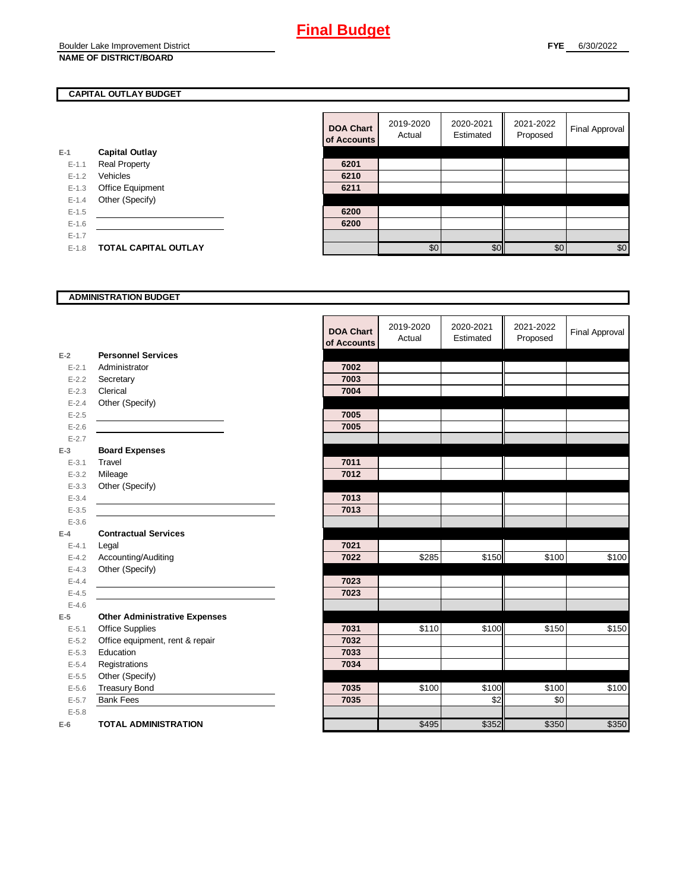# Final Budget

Boulder Lake Improvement District
**NAME OF DISTRICT/BOARD**

**FYE** 6/30/2022

## CAPITAL OUTLAY BUDGET

| | | DOA Chart of Accounts | 2019-2020 Actual | 2020-2021 Estimated | 2021-2022 Proposed | Final Approval |
|---|---|---|---|---|---|---|
| E-1 | **Capital Outlay** | | | | | |
| E-1.1 | Real Property | 6201 | | | | |
| E-1.2 | Vehicles | 6210 | | | | |
| E-1.3 | Office Equipment | 6211 | | | | |
| E-1.4 | Other (Specify) | | | | | |
| E-1.5 | | 6200 | | | | |
| E-1.6 | | 6200 | | | | |
| E-1.7 | | | | | | |
| E-1.8 | **TOTAL CAPITAL OUTLAY** | | $0 | $0 | $0 | $0 |

## ADMINISTRATION BUDGET

| | | DOA Chart of Accounts | 2019-2020 Actual | 2020-2021 Estimated | 2021-2022 Proposed | Final Approval |
|---|---|---|---|---|---|---|
| E-2 | **Personnel Services** | | | | | |
| E-2.1 | Administrator | 7002 | | | | |
| E-2.2 | Secretary | 7003 | | | | |
| E-2.3 | Clerical | 7004 | | | | |
| E-2.4 | Other (Specify) | | | | | |
| E-2.5 | | 7005 | | | | |
| E-2.6 | | 7005 | | | | |
| E-2.7 | | | | | | |
| E-3 | **Board Expenses** | | | | | |
| E-3.1 | Travel | 7011 | | | | |
| E-3.2 | Mileage | 7012 | | | | |
| E-3.3 | Other (Specify) | | | | | |
| E-3.4 | | 7013 | | | | |
| E-3.5 | | 7013 | | | | |
| E-3.6 | | | | | | |
| E-4 | **Contractual Services** | | | | | |
| E-4.1 | Legal | 7021 | | | | |
| E-4.2 | Accounting/Auditing | 7022 | $285 | $150 | $100 | $100 |
| E-4.3 | Other (Specify) | | | | | |
| E-4.4 | | 7023 | | | | |
| E-4.5 | | 7023 | | | | |
| E-4.6 | | | | | | |
| E-5 | **Other Administrative Expenses** | | | | | |
| E-5.1 | Office Supplies | 7031 | $110 | $100 | $150 | $150 |
| E-5.2 | Office equipment, rent & repair | 7032 | | | | |
| E-5.3 | Education | 7033 | | | | |
| E-5.4 | Registrations | 7034 | | | | |
| E-5.5 | Other (Specify) | | | | | |
| E-5.6 | Treasury Bond | 7035 | $100 | $100 | $100 | $100 |
| E-5.7 | Bank Fees | 7035 | | $2 | $0 | |
| E-5.8 | | | | | | |
| E-6 | **TOTAL ADMINISTRATION** | | $495 | $352 | $350 | $350 |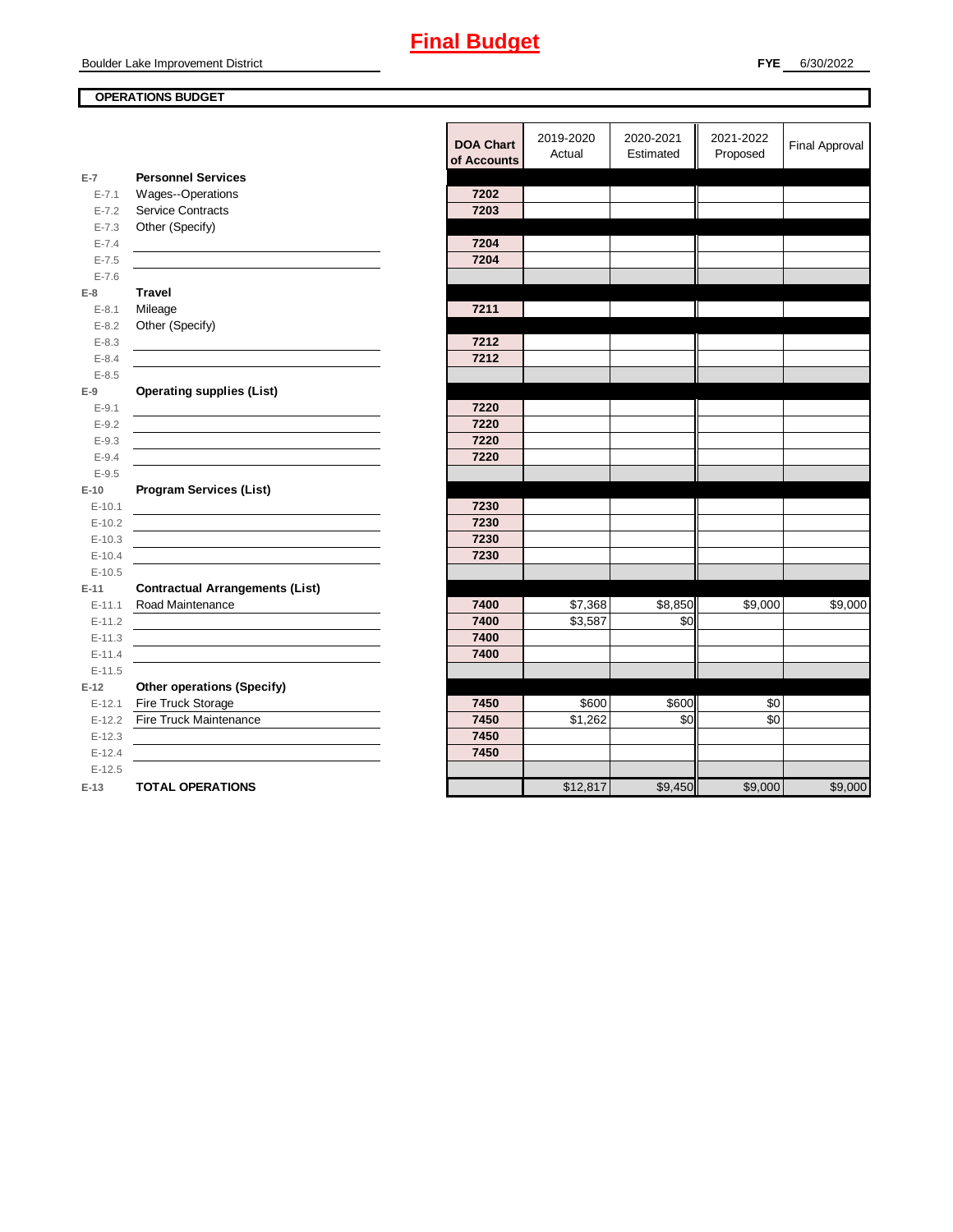# Final Budget

Boulder Lake Improvement District

**FYE** 6/30/2022

**OPERATIONS BUDGET**

| | | DOA Chart of Accounts | 2019-2020 Actual | 2020-2021 Estimated | 2021-2022 Proposed | Final Approval |
|---|---|---|---|---|---|---|
| E-7 | **Personnel Services** | | | | | |
| E-7.1 | Wages--Operations | 7202 | | | | |
| E-7.2 | Service Contracts | 7203 | | | | |
| E-7.3 | Other (Specify) | | | | | |
| E-7.4 | | 7204 | | | | |
| E-7.5 | | 7204 | | | | |
| E-7.6 | | | | | | |
| E-8 | **Travel** | | | | | |
| E-8.1 | Mileage | 7211 | | | | |
| E-8.2 | Other (Specify) | | | | | |
| E-8.3 | | 7212 | | | | |
| E-8.4 | | 7212 | | | | |
| E-8.5 | | | | | | |
| E-9 | **Operating supplies (List)** | | | | | |
| E-9.1 | | 7220 | | | | |
| E-9.2 | | 7220 | | | | |
| E-9.3 | | 7220 | | | | |
| E-9.4 | | 7220 | | | | |
| E-9.5 | | | | | | |
| E-10 | **Program Services (List)** | | | | | |
| E-10.1 | | 7230 | | | | |
| E-10.2 | | 7230 | | | | |
| E-10.3 | | 7230 | | | | |
| E-10.4 | | 7230 | | | | |
| E-10.5 | | | | | | |
| E-11 | **Contractual Arrangements (List)** | | | | | |
| E-11.1 | Road Maintenance | 7400 | $7,368 | $8,850 | $9,000 | $9,000 |
| E-11.2 | | 7400 | $3,587 | $0 | | |
| E-11.3 | | 7400 | | | | |
| E-11.4 | | 7400 | | | | |
| E-11.5 | | | | | | |
| E-12 | **Other operations (Specify)** | | | | | |
| E-12.1 | Fire Truck Storage | 7450 | $600 | $600 | $0 | |
| E-12.2 | Fire Truck Maintenance | 7450 | $1,262 | $0 | $0 | |
| E-12.3 | | 7450 | | | | |
| E-12.4 | | 7450 | | | | |
| E-12.5 | | | | | | |
| E-13 | **TOTAL OPERATIONS** | | $12,817 | $9,450 | $9,000 | $9,000 |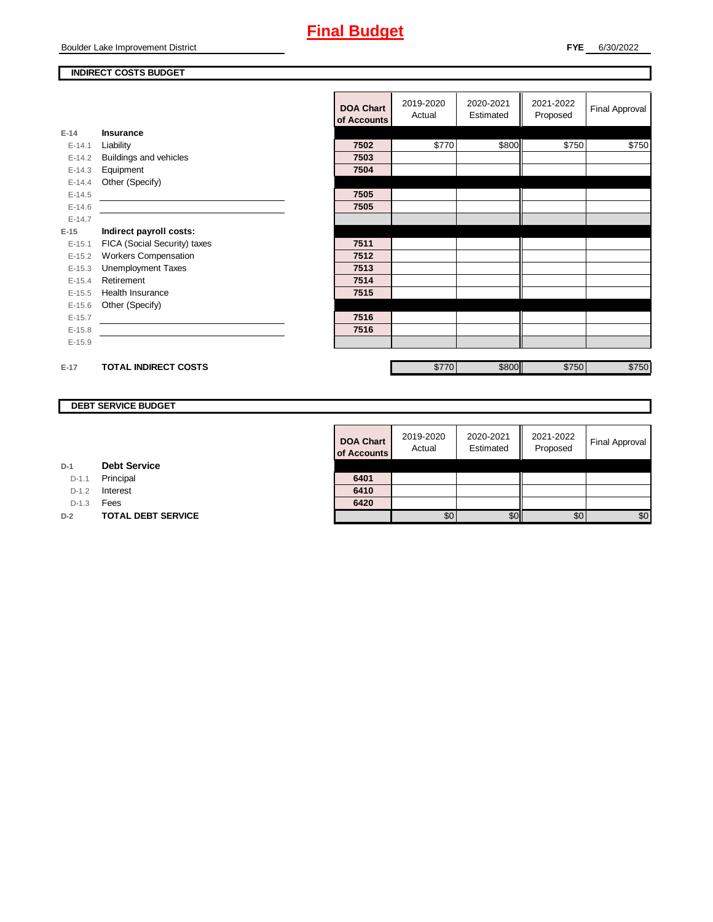# Final Budget

Boulder Lake Improvement District

**FYE** 6/30/2022

## INDIRECT COSTS BUDGET

| | | DOA Chart of Accounts | 2019-2020 Actual | 2020-2021 Estimated | 2021-2022 Proposed | Final Approval |
|---|---|---|---|---|---|---|
| **E-14** | **Insurance** | | | | | |
| E-14.1 | Liability | 7502 | $770 | $800 | $750 | $750 |
| E-14.2 | Buildings and vehicles | 7503 | | | | |
| E-14.3 | Equipment | 7504 | | | | |
| E-14.4 | Other (Specify) | | | | | |
| E-14.5 | | 7505 | | | | |
| E-14.6 | | 7505 | | | | |
| E-14.7 | | | | | | |
| **E-15** | **Indirect payroll costs:** | | | | | |
| E-15.1 | FICA (Social Security) taxes | 7511 | | | | |
| E-15.2 | Workers Compensation | 7512 | | | | |
| E-15.3 | Unemployment Taxes | 7513 | | | | |
| E-15.4 | Retirement | 7514 | | | | |
| E-15.5 | Health Insurance | 7515 | | | | |
| E-15.6 | Other (Specify) | | | | | |
| E-15.7 | | 7516 | | | | |
| E-15.8 | | 7516 | | | | |
| E-15.9 | | | | | | |
| **E-17** | **TOTAL INDIRECT COSTS** | | $770 | $800 | $750 | $750 |

## DEBT SERVICE BUDGET

| | | DOA Chart of Accounts | 2019-2020 Actual | 2020-2021 Estimated | 2021-2022 Proposed | Final Approval |
|---|---|---|---|---|---|---|
| **D-1** | **Debt Service** | | | | | |
| D-1.1 | Principal | 6401 | | | | |
| D-1.2 | Interest | 6410 | | | | |
| D-1.3 | Fees | 6420 | | | | |
| **D-2** | **TOTAL DEBT SERVICE** | | $0 | $0 | $0 | $0 |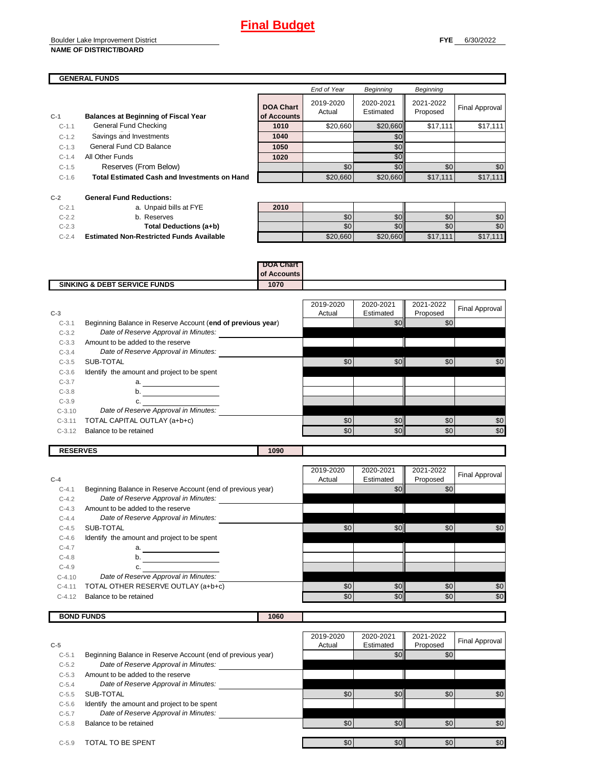# Final Budget

Boulder Lake Improvement District

**NAME OF DISTRICT/BOARD**

**FYE** 6/30/2022

**GENERAL FUNDS**

| | | DOA Chart of Accounts | *End of Year* 2019-2020 Actual | *Beginning* 2020-2021 Estimated | *Beginning* 2021-2022 Proposed | Final Approval |
|---|---|---|---|---|---|---|
| C-1 | **Balances at Beginning of Fiscal Year** | | | | | |
| C-1.1 | General Fund Checking | **1010** | $20,660 | $20,660 | $17,111 | $17,111 |
| C-1.2 | Savings and Investments | **1040** | | $0 | | |
| C-1.3 | General Fund CD Balance | **1050** | | $0 | | |
| C-1.4 | All Other Funds | **1020** | | $0 | | |
| C-1.5 | Reserves (From Below) | | $0 | $0 | $0 | $0 |
| C-1.6 | **Total Estimated Cash and Investments on Hand** | | $20,660 | $20,660 | $17,111 | $17,111 |
| C-2 | **General Fund Reductions:** | | | | | |
| C-2.1 | a. Unpaid bills at FYE | **2010** | | | | |
| C-2.2 | b. Reserves | | $0 | $0 | $0 | $0 |
| C-2.3 | **Total Deductions (a+b)** | | $0 | $0 | $0 | $0 |
| C-2.4 | **Estimated Non-Restricted Funds Available** | | $20,660 | $20,660 | $17,111 | $17,111 |

**SINKING & DEBT SERVICE FUNDS** — DOA Chart of Accounts **1070**

| C-3 | | 2019-2020 Actual | 2020-2021 Estimated | 2021-2022 Proposed | Final Approval |
|---|---|---|---|---|---|
| C-3.1 | Beginning Balance in Reserve Account (**end of previous year**) | | $0 | $0 | |
| C-3.2 | *Date of Reserve Approval in Minutes:* | | | | |
| C-3.3 | Amount to be added to the reserve | | | | |
| C-3.4 | *Date of Reserve Approval in Minutes:* | | | | |
| C-3.5 | SUB-TOTAL | $0 | $0 | $0 | $0 |
| C-3.6 | Identify the amount and project to be spent | | | | |
| C-3.7 | a. | | | | |
| C-3.8 | b. | | | | |
| C-3.9 | c. | | | | |
| C-3.10 | *Date of Reserve Approval in Minutes:* | | | | |
| C-3.11 | TOTAL CAPITAL OUTLAY (a+b+c) | $0 | $0 | $0 | $0 |
| C-3.12 | Balance to be retained | $0 | $0 | $0 | $0 |

**RESERVES** — **1090**

| C-4 | | 2019-2020 Actual | 2020-2021 Estimated | 2021-2022 Proposed | Final Approval |
|---|---|---|---|---|---|
| C-4.1 | Beginning Balance in Reserve Account (end of previous year) | | $0 | $0 | |
| C-4.2 | *Date of Reserve Approval in Minutes:* | | | | |
| C-4.3 | Amount to be added to the reserve | | | | |
| C-4.4 | *Date of Reserve Approval in Minutes:* | | | | |
| C-4.5 | SUB-TOTAL | $0 | $0 | $0 | $0 |
| C-4.6 | Identify the amount and project to be spent | | | | |
| C-4.7 | a. | | | | |
| C-4.8 | b. | | | | |
| C-4.9 | c. | | | | |
| C-4.10 | *Date of Reserve Approval in Minutes:* | | | | |
| C-4.11 | TOTAL OTHER RESERVE OUTLAY (a+b+c) | $0 | $0 | $0 | $0 |
| C-4.12 | Balance to be retained | $0 | $0 | $0 | $0 |

**BOND FUNDS** — **1060**

| C-5 | | 2019-2020 Actual | 2020-2021 Estimated | 2021-2022 Proposed | Final Approval |
|---|---|---|---|---|---|
| C-5.1 | Beginning Balance in Reserve Account (end of previous year) | | $0 | $0 | |
| C-5.2 | *Date of Reserve Approval in Minutes:* | | | | |
| C-5.3 | Amount to be added to the reserve | | | | |
| C-5.4 | *Date of Reserve Approval in Minutes:* | | | | |
| C-5.5 | SUB-TOTAL | $0 | $0 | $0 | $0 |
| C-5.6 | Identify the amount and project to be spent | | | | |
| C-5.7 | *Date of Reserve Approval in Minutes:* | | | | |
| C-5.8 | Balance to be retained | $0 | $0 | $0 | $0 |
| C-5.9 | TOTAL TO BE SPENT | $0 | $0 | $0 | $0 |